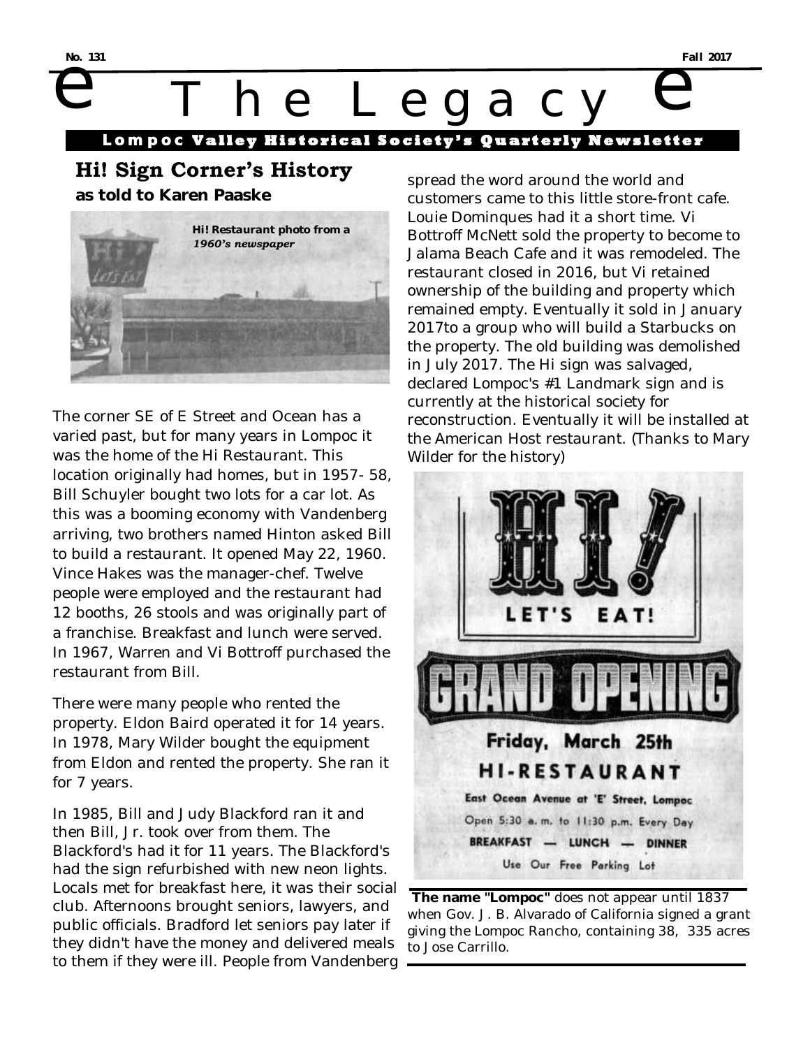No. 131 Fall 2017

# The Legacy

**Lompoc Valley Historical Society's Quarterly Newsletter**

## Hi! Sign Corner's History

**as told to Karen Paaske**

**Hi! Restaurant photo from a** ***1960's newspaper***

The corner SE of E Street and Ocean has a varied past, but for many years in Lompoc it was the home of the Hi Restaurant. This location originally had homes, but in 1957- 58, Bill Schuyler bought two lots for a car lot. As this was a booming economy with Vandenberg arriving, two brothers named Hinton asked Bill to build a restaurant. It opened May 22, 1960. Vince Hakes was the manager-chef. Twelve people were employed and the restaurant had 12 booths, 26 stools and was originally part of a franchise. Breakfast and lunch were served. In 1967, Warren and Vi Bottroff purchased the restaurant from Bill.

There were many people who rented the property. Eldon Baird operated it for 14 years. In 1978, Mary Wilder bought the equipment from Eldon and rented the property. She ran it for 7 years.

In 1985, Bill and Judy Blackford ran it and then Bill, Jr. took over from them. The Blackford's had it for 11 years. The Blackford's had the sign refurbished with new neon lights. Locals met for breakfast here, it was their social club. Afternoons brought seniors, lawyers, and public officials. Bradford let seniors pay later if they didn't have the money and delivered meals to them if they were ill. People from Vandenberg spread the word around the world and customers came to this little store-front cafe. Louie Dominques had it a short time. Vi Bottroff McNett sold the property to become to Jalama Beach Cafe and it was remodeled. The restaurant closed in 2016, but Vi retained ownership of the building and property which remained empty. Eventually it sold in January 2017to a group who will build a Starbucks on the property. The old building was demolished in July 2017. The Hi sign was salvaged, declared Lompoc's #1 Landmark sign and is currently at the historical society for reconstruction. Eventually it will be installed at the American Host restaurant. (Thanks to Mary Wilder for the history)

HI! LET'S EAT!

GRAND OPENING

Friday, March 25th

HI-RESTAURANT

East Ocean Avenue at 'E' Street, Lompoc

Open 5:30 a. m. to 11:30 p.m. Every Day

BREAKFAST — LUNCH — DINNER

Use Our Free Parking Lot

**The name "Lompoc"** does not appear until 1837 when Gov. J. B. Alvarado of California signed a grant giving the Lompoc Rancho, containing 38, 335 acres to Jose Carrillo.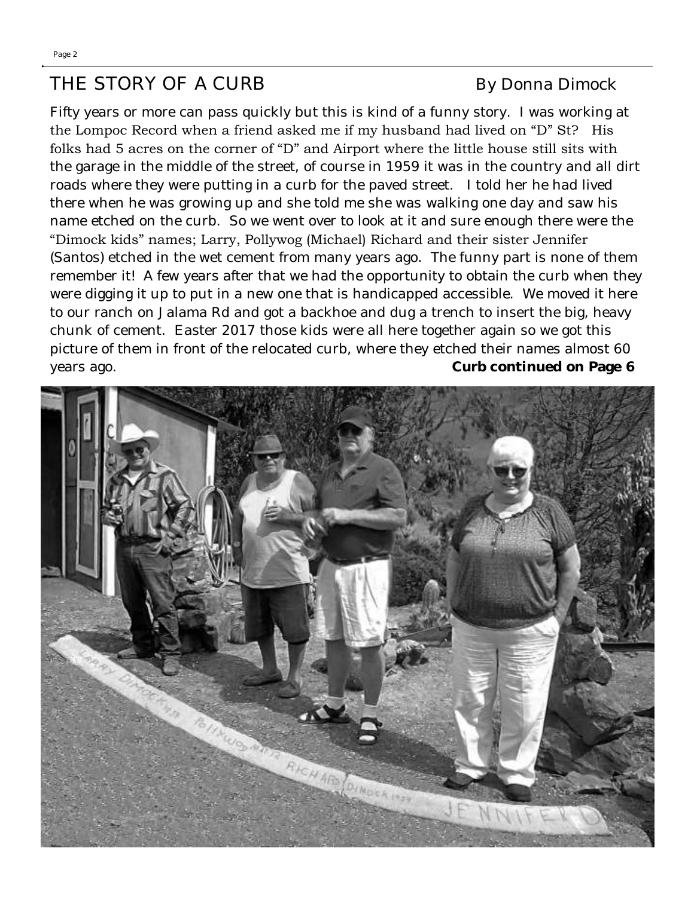## THE STORY OF A CURB

By Donna Dimock

Fifty years or more can pass quickly but this is kind of a funny story. I was working at the Lompoc Record when a friend asked me if my husband had lived on "D" St? His folks had 5 acres on the corner of "D" and Airport where the little house still sits with the garage in the middle of the street, of course in 1959 it was in the country and all dirt roads where they were putting in a curb for the paved street. I told her he had lived there when he was growing up and she told me she was walking one day and saw his name etched on the curb. So we went over to look at it and sure enough there were the "Dimock kids" names; Larry, Pollywog (Michael) Richard and their sister Jennifer (Santos) etched in the wet cement from many years ago. The funny part is none of them remember it! A few years after that we had the opportunity to obtain the curb when they were digging it up to put in a new one that is handicapped accessible. We moved it here to our ranch on Jalama Rd and got a backhoe and dug a trench to insert the big, heavy chunk of cement. Easter 2017 those kids were all here together again so we got this picture of them in front of the relocated curb, where they etched their names almost 60 years ago.

**Curb continued on Page 6**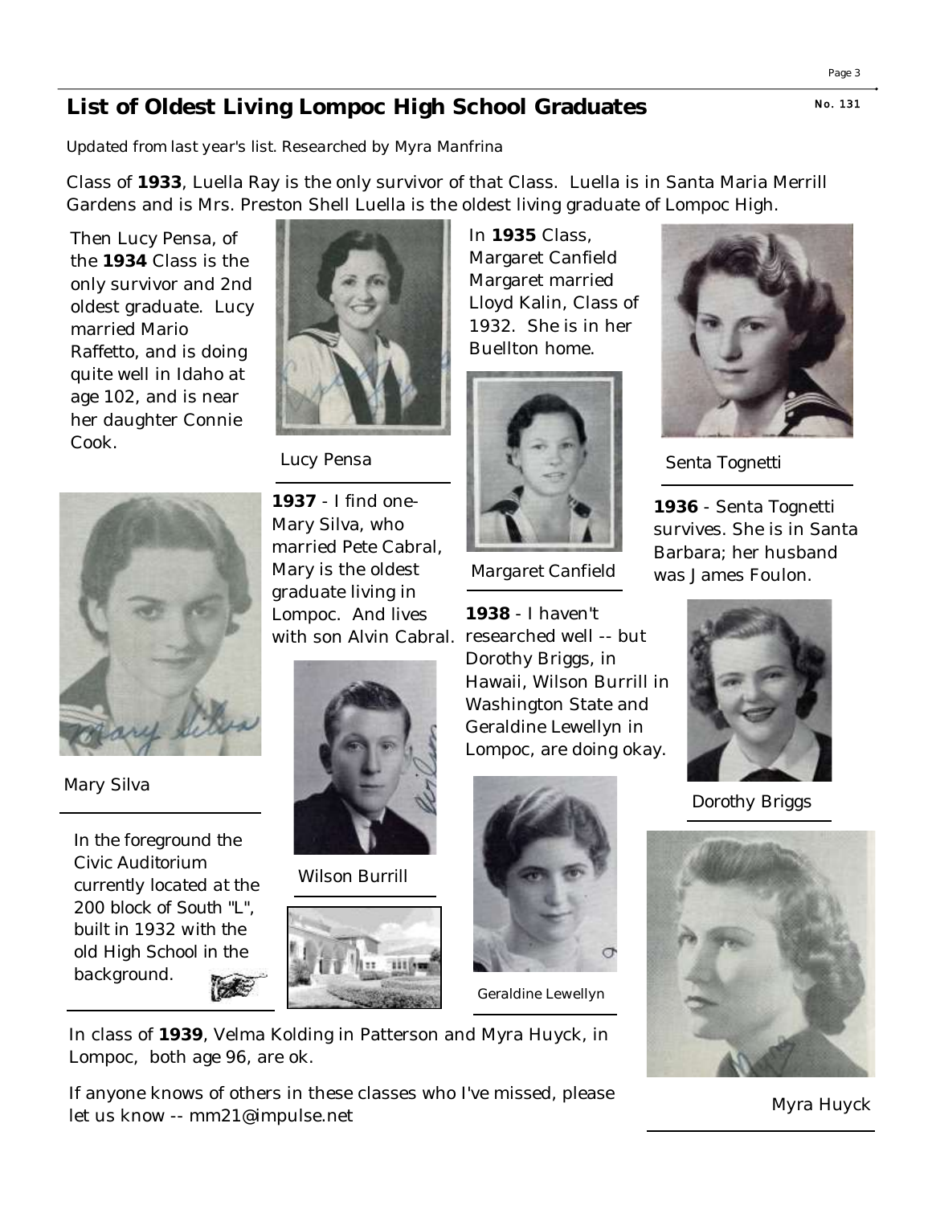## List of Oldest Living Lompoc High School Graduates

*Updated from last year's list. Researched by Myra Manfrina*

Class of **1933**, Luella Ray is the only survivor of that Class. Luella is in Santa Maria Merrill Gardens and is Mrs. Preston Shell Luella is the oldest living graduate of Lompoc High.

Then Lucy Pensa, of the **1934** Class is the only survivor and 2nd oldest graduate. Lucy married Mario Raffetto, and is doing quite well in Idaho at age 102, and is near her daughter Connie Cook.

Lucy Pensa

In **1935** Class, Margaret Canfield Margaret married Lloyd Kalin, Class of 1932. She is in her Buellton home.

Margaret Canfield

Senta Tognetti

**1936** - Senta Tognetti survives. She is in Santa Barbara; her husband was James Foulon.

**1937** - I find one- Mary Silva, who married Pete Cabral, Mary is the oldest graduate living in Lompoc. And lives with son Alvin Cabral.

Mary Silva

**1938** - I haven't researched well -- but Dorothy Briggs, in Hawaii, Wilson Burrill in Washington State and Geraldine Lewellyn in Lompoc, are doing okay.

Wilson Burrill

Dorothy Briggs

Geraldine Lewellyn

In the foreground the Civic Auditorium currently located at the 200 block of South "L", built in 1932 with the old High School in the background.

In class of **1939**, Velma Kolding in Patterson and Myra Huyck, in Lompoc, both age 96, are ok.

Myra Huyck

If anyone knows of others in these classes who I've missed, please let us know -- mm21@impulse.net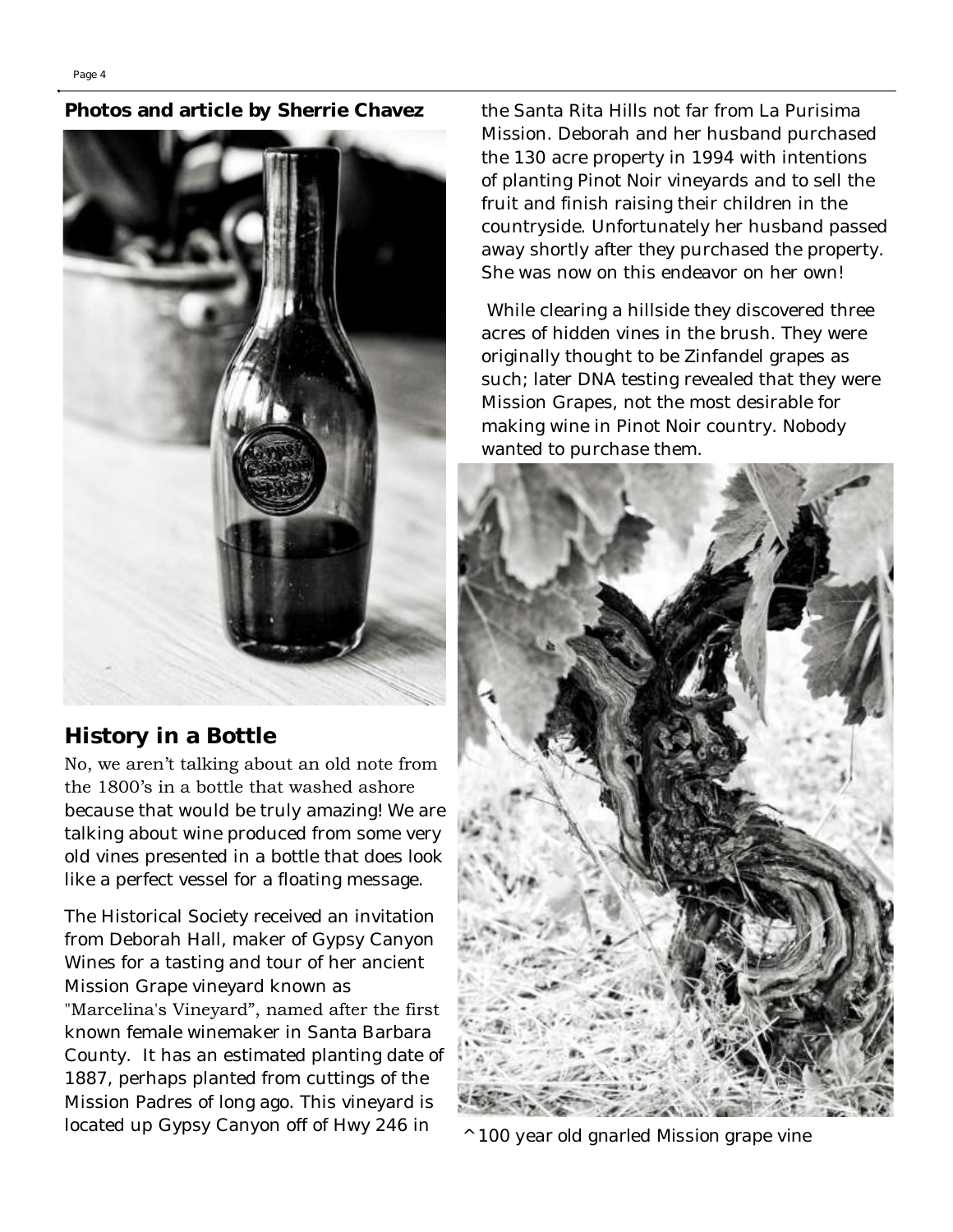**Photos and article by Sherrie Chavez**

## History in a Bottle

No, we aren't talking about an old note from the 1800's in a bottle that washed ashore because that would be truly amazing! We are talking about wine produced from some very old vines presented in a bottle that does look like a perfect vessel for a floating message.

The Historical Society received an invitation from Deborah Hall, maker of Gypsy Canyon Wines for a tasting and tour of her ancient Mission Grape vineyard known as "Marcelina's Vineyard", named after the first known female winemaker in Santa Barbara County. It has an estimated planting date of 1887, perhaps planted from cuttings of the Mission Padres of long ago. This vineyard is located up Gypsy Canyon off of Hwy 246 in the Santa Rita Hills not far from La Purisima Mission. Deborah and her husband purchased the 130 acre property in 1994 with intentions of planting Pinot Noir vineyards and to sell the fruit and finish raising their children in the countryside. Unfortunately her husband passed away shortly after they purchased the property. She was now on this endeavor on her own!

While clearing a hillside they discovered three acres of hidden vines in the brush. They were originally thought to be Zinfandel grapes as such; later DNA testing revealed that they were Mission Grapes, not the most desirable for making wine in Pinot Noir country. Nobody wanted to purchase them.

^ 100 year old gnarled Mission grape vine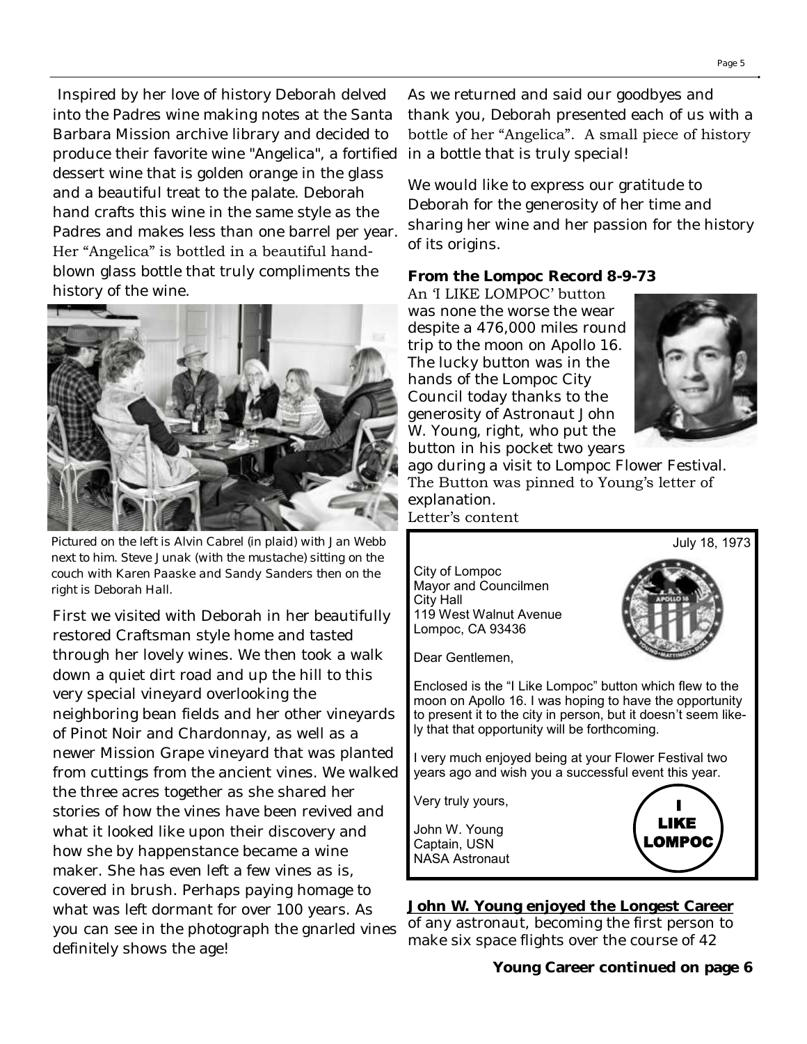Inspired by her love of history Deborah delved into the Padres wine making notes at the Santa Barbara Mission archive library and decided to produce their favorite wine "Angelica", a fortified dessert wine that is golden orange in the glass and a beautiful treat to the palate. Deborah hand crafts this wine in the same style as the Padres and makes less than one barrel per year. Her "Angelica" is bottled in a beautiful hand-blown glass bottle that truly compliments the history of the wine.

Pictured on the left is Alvin Cabrel (in plaid) with Jan Webb next to him. Steve Junak (with the mustache) sitting on the couch with Karen Paaske and Sandy Sanders then on the right is Deborah Hall.

First we visited with Deborah in her beautifully restored Craftsman style home and tasted through her lovely wines. We then took a walk down a quiet dirt road and up the hill to this very special vineyard overlooking the neighboring bean fields and her other vineyards of Pinot Noir and Chardonnay, as well as a newer Mission Grape vineyard that was planted from cuttings from the ancient vines. We walked the three acres together as she shared her stories of how the vines have been revived and what it looked like upon their discovery and how she by happenstance became a wine maker. She has even left a few vines as is, covered in brush. Perhaps paying homage to what was left dormant for over 100 years. As you can see in the photograph the gnarled vines definitely shows the age!

As we returned and said our goodbyes and thank you, Deborah presented each of us with a bottle of her "Angelica". A small piece of history in a bottle that is truly special!

We would like to express our gratitude to Deborah for the generosity of her time and sharing her wine and her passion for the history of its origins.

**From the Lompoc Record 8-9-73**

An 'I LIKE LOMPOC' button was none the worse the wear despite a 476,000 miles round trip to the moon on Apollo 16. The lucky button was in the hands of the Lompoc City Council today thanks to the generosity of Astronaut John W. Young, right, who put the button in his pocket two years ago during a visit to Lompoc Flower Festival. The Button was pinned to Young's letter of explanation.

Letter's content

> July 18, 1973
>
> City of Lompoc
> Mayor and Councilmen
> City Hall
> 119 West Walnut Avenue
> Lompoc, CA 93436
>
> Dear Gentlemen,
>
> Enclosed is the "I Like Lompoc" button which flew to the moon on Apollo 16. I was hoping to have the opportunity to present it to the city in person, but it doesn't seem likely that that opportunity will be forthcoming.
>
> I very much enjoyed being at your Flower Festival two years ago and wish you a successful event this year.
>
> Very truly yours,
>
> John W. Young
> Captain, USN
> NASA Astronaut
>
> I LIKE LOMPOC

**John W. Young enjoyed the Longest Career** of any astronaut, becoming the first person to make six space flights over the course of 42

**Young Career continued on page 6**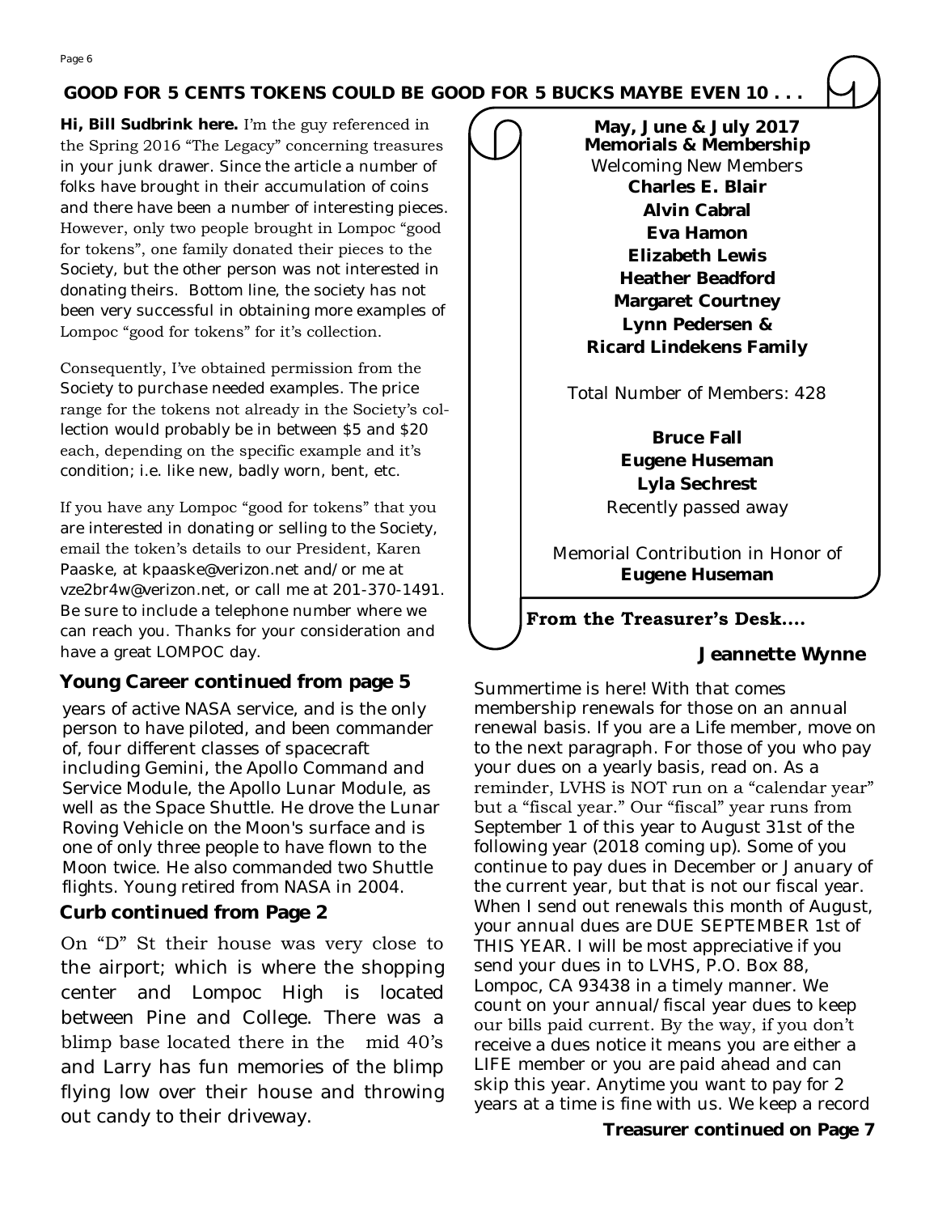## GOOD FOR 5 CENTS TOKENS COULD BE GOOD FOR 5 BUCKS MAYBE EVEN 10 . . .

**Hi, Bill Sudbrink here.** I'm the guy referenced in the Spring 2016 "The Legacy" concerning treasures in your junk drawer. Since the article a number of folks have brought in their accumulation of coins and there have been a number of interesting pieces. However, only two people brought in Lompoc "good for tokens", one family donated their pieces to the Society, but the other person was not interested in donating theirs. Bottom line, the society has not been very successful in obtaining more examples of Lompoc "good for tokens" for it's collection.

Consequently, I've obtained permission from the Society to purchase needed examples. The price range for the tokens not already in the Society's collection would probably be in between $5 and $20 each, depending on the specific example and it's condition; i.e. like new, badly worn, bent, etc.

If you have any Lompoc "good for tokens" that you are interested in donating or selling to the Society, email the token's details to our President, Karen Paaske, at kpaaske@verizon.net and/or me at vze2br4w@verizon.net, or call me at 201-370-1491. Be sure to include a telephone number where we can reach you. Thanks for your consideration and have a great LOMPOC day.

### Young Career continued from page 5

years of active NASA service, and is the only person to have piloted, and been commander of, four different classes of spacecraft including Gemini, the Apollo Command and Service Module, the Apollo Lunar Module, as well as the Space Shuttle. He drove the Lunar Roving Vehicle on the Moon's surface and is one of only three people to have flown to the Moon twice. He also commanded two Shuttle flights. Young retired from NASA in 2004.

### Curb continued from Page 2

On "D" St their house was very close to the airport; which is where the shopping center and Lompoc High is located between Pine and College. There was a blimp base located there in the mid 40's and Larry has fun memories of the blimp flying low over their house and throwing out candy to their driveway.

**May, June & July 2017**
**Memorials & Membership**

Welcoming New Members

**Charles E. Blair**
**Alvin Cabral**
**Eva Hamon**
**Elizabeth Lewis**
**Heather Beadford**
**Margaret Courtney**
**Lynn Pedersen &**
**Ricard Lindekens Family**

Total Number of Members: 428

**Bruce Fall**
**Eugene Huseman**
**Lyla Sechrest**

Recently passed away

Memorial Contribution in Honor of
**Eugene Huseman**

### From the Treasurer's Desk....

**Jeannette Wynne**

Summertime is here! With that comes membership renewals for those on an annual renewal basis. If you are a Life member, move on to the next paragraph. For those of you who pay your dues on a yearly basis, read on. As a reminder, LVHS is NOT run on a "calendar year" but a "fiscal year." Our "fiscal" year runs from September 1 of this year to August 31st of the following year (2018 coming up). Some of you continue to pay dues in December or January of the current year, but that is not our fiscal year. When I send out renewals this month of August, your annual dues are DUE SEPTEMBER 1st of THIS YEAR. I will be most appreciative if you send your dues in to LVHS, P.O. Box 88, Lompoc, CA 93438 in a timely manner. We count on your annual/fiscal year dues to keep our bills paid current. By the way, if you don't receive a dues notice it means you are either a LIFE member or you are paid ahead and can skip this year. Anytime you want to pay for 2 years at a time is fine with us. We keep a record

**Treasurer continued on Page 7**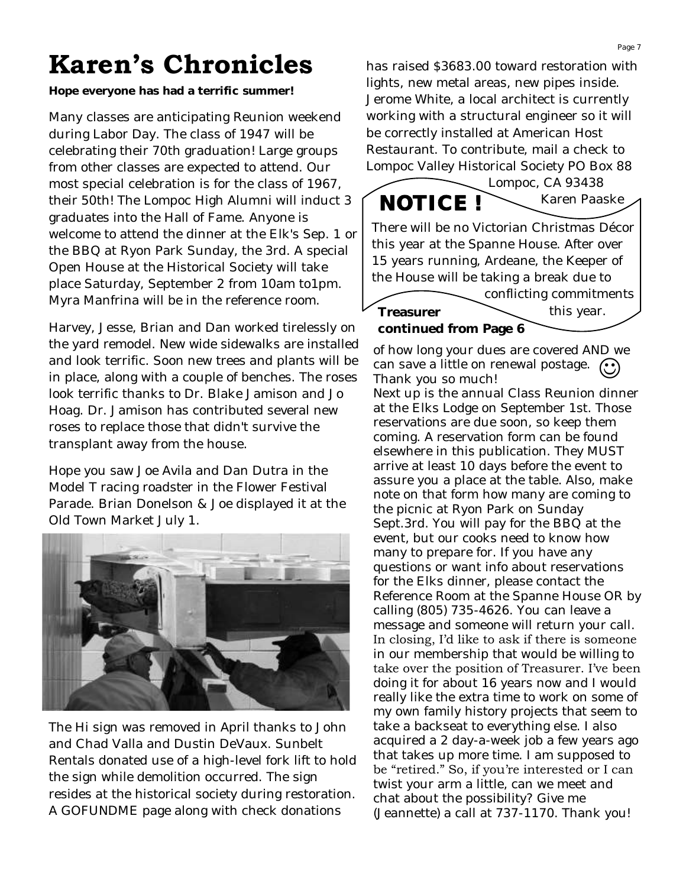# Karen's Chronicles

**Hope everyone has had a terrific summer!**

Many classes are anticipating Reunion weekend during Labor Day. The class of 1947 will be celebrating their 70th graduation! Large groups from other classes are expected to attend. Our most special celebration is for the class of 1967, their 50th! The Lompoc High Alumni will induct 3 graduates into the Hall of Fame. Anyone is welcome to attend the dinner at the Elk's Sep. 1 or the BBQ at Ryon Park Sunday, the 3rd. A special Open House at the Historical Society will take place Saturday, September 2 from 10am to1pm. Myra Manfrina will be in the reference room.

Harvey, Jesse, Brian and Dan worked tirelessly on the yard remodel. New wide sidewalks are installed and look terrific. Soon new trees and plants will be in place, along with a couple of benches. The roses look terrific thanks to Dr. Blake Jamison and Jo Hoag. Dr. Jamison has contributed several new roses to replace those that didn't survive the transplant away from the house.

Hope you saw Joe Avila and Dan Dutra in the Model T racing roadster in the Flower Festival Parade. Brian Donelson & Joe displayed it at the Old Town Market July 1.

The Hi sign was removed in April thanks to John and Chad Valla and Dustin DeVaux. Sunbelt Rentals donated use of a high-level fork lift to hold the sign while demolition occurred. The sign resides at the historical society during restoration. A GOFUNDME page along with check donations has raised $3683.00 toward restoration with lights, new metal areas, new pipes inside. Jerome White, a local architect is currently working with a structural engineer so it will be correctly installed at American Host Restaurant. To contribute, mail a check to Lompoc Valley Historical Society PO Box 88 Lompoc, CA 93438

Karen Paaske

## NOTICE !

There will be no Victorian Christmas Décor this year at the Spanne House. After over 15 years running, Ardeane, the Keeper of the House will be taking a break due to conflicting commitments this year.

**Treasurer continued from Page 6**

of how long your dues are covered AND we can save a little on renewal postage. ☺ Thank you so much!

Next up is the annual Class Reunion dinner at the Elks Lodge on September 1st. Those reservations are due soon, so keep them coming. A reservation form can be found elsewhere in this publication. They MUST arrive at least 10 days before the event to assure you a place at the table. Also, make note on that form how many are coming to the picnic at Ryon Park on Sunday Sept.3rd. You will pay for the BBQ at the event, but our cooks need to know how many to prepare for. If you have any questions or want info about reservations for the Elks dinner, please contact the Reference Room at the Spanne House OR by calling (805) 735-4626. You can leave a message and someone will return your call. In closing, I'd like to ask if there is someone in our membership that would be willing to take over the position of Treasurer. I've been doing it for about 16 years now and I would really like the extra time to work on some of my own family history projects that seem to take a backseat to everything else. I also acquired a 2 day-a-week job a few years ago that takes up more time. I am supposed to be "retired." So, if you're interested or I can twist your arm a little, can we meet and chat about the possibility? Give me (Jeannette) a call at 737-1170. Thank you!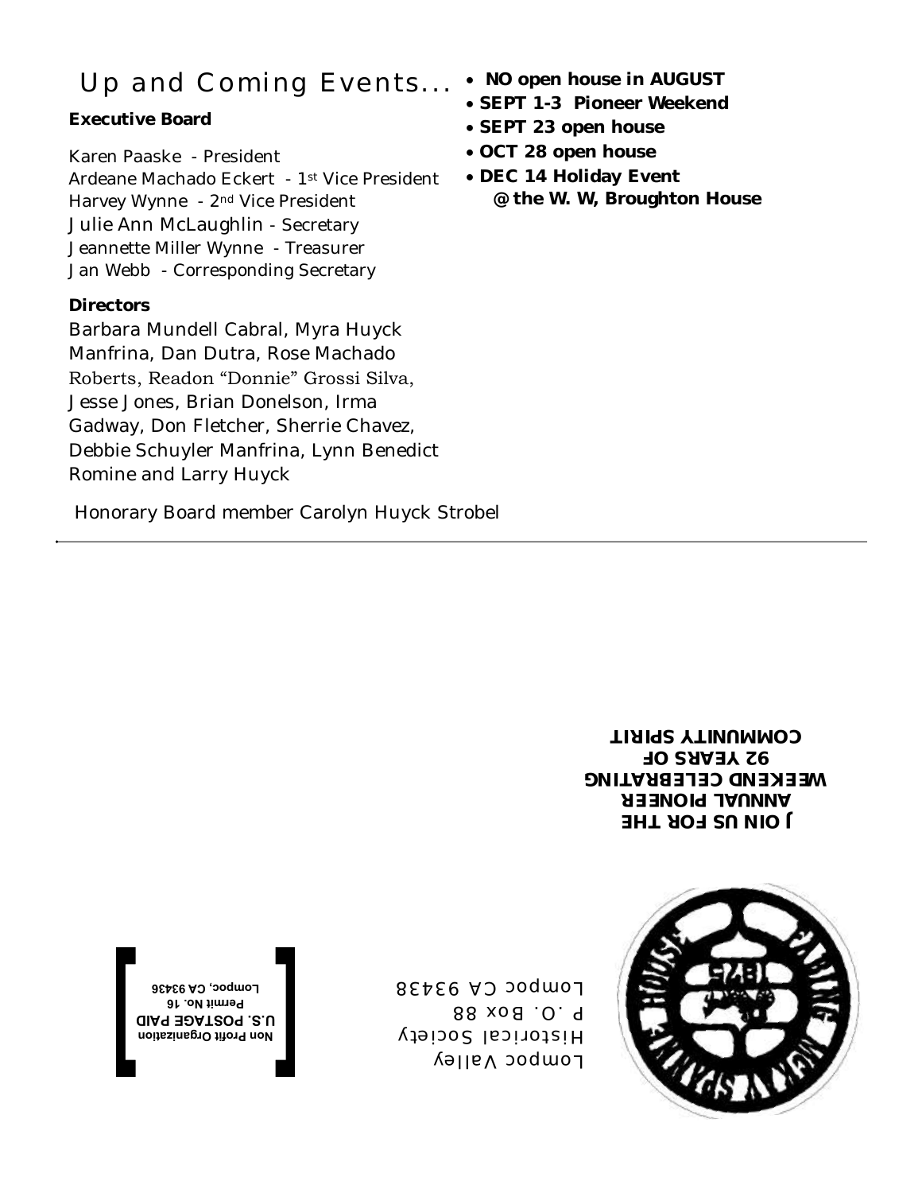# Up and Coming Events...

- **NO open house in AUGUST**
- **SEPT 1-3 Pioneer Weekend**
- **SEPT 23 open house**
- **OCT 28 open house**
- **DEC 14 Holiday Event @ the W. W, Broughton House**

**Executive Board**

Karen Paaske - President
Ardeane Machado Eckert - 1st Vice President
Harvey Wynne - 2nd Vice President
Julie Ann McLaughlin - Secretary
Jeannette Miller Wynne - Treasurer
Jan Webb - Corresponding Secretary

**Directors**

Barbara Mundell Cabral, Myra Huyck Manfrina, Dan Dutra, Rose Machado Roberts, Readon "Donnie" Grossi Silva, Jesse Jones, Brian Donelson, Irma Gadway, Don Fletcher, Sherrie Chavez, Debbie Schuyler Manfrina, Lynn Benedict Romine and Larry Huyck

Honorary Board member Carolyn Huyck Strobel

---

**JOIN US FOR THE ANNUAL PIONEER WEEKEND CELEBRATING 92 YEARS OF COMMUNITY SPIRIT**

Lompoc Valley
Historical Society
P.O. Box 88
Lompoc CA 93438

Non Profit Organization
U.S. POSTAGE PAID
Permit No. 16
Lompoc, CA 93436